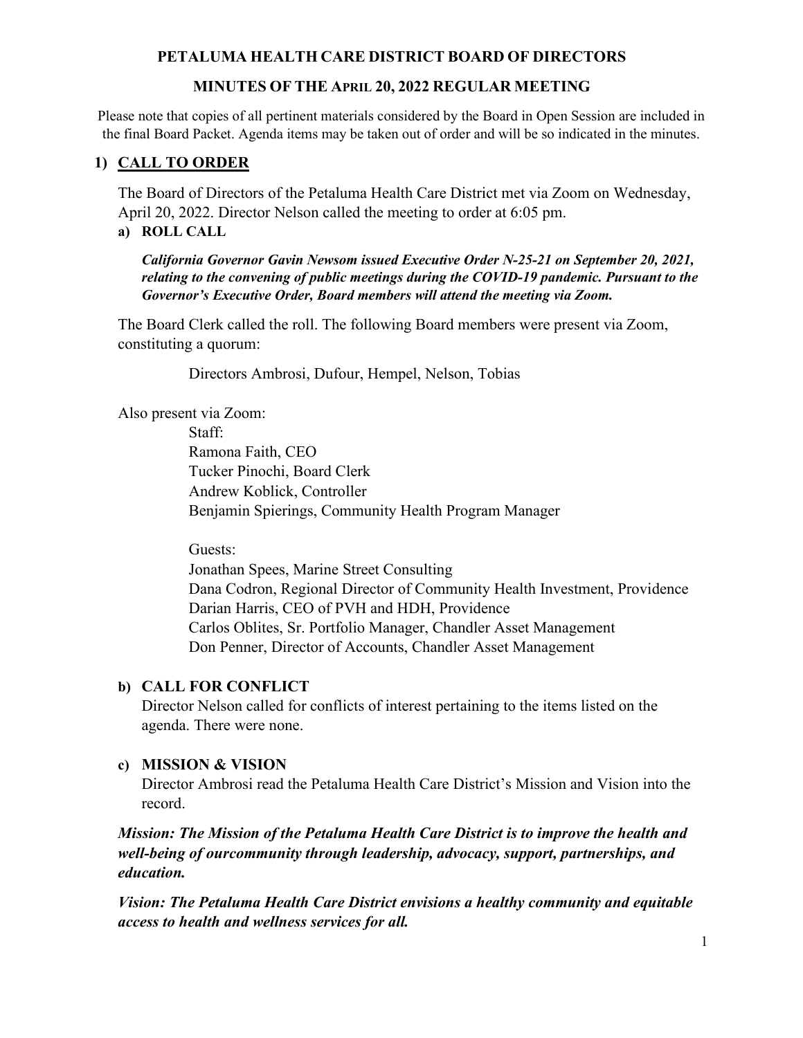# PETALUMA HEALTH CARE DISTRICT BOARD OF DIRECTORS

## MINUTES OF THE APRIL 20, 2022 REGULAR MEETING

Please note that copies of all pertinent materials considered by the Board in Open Session are included in the final Board Packet. Agenda items may be taken out of order and will be so indicated in the minutes.

## 1) CALL TO ORDER

The Board of Directors of the Petaluma Health Care District met via Zoom on Wednesday, April 20, 2022. Director Nelson called the meeting to order at 6:05 pm.

### a) ROLL CALL

***California Governor Gavin Newsom issued Executive Order N-25-21 on September 20, 2021, relating to the convening of public meetings during the COVID-19 pandemic. Pursuant to the Governor's Executive Order, Board members will attend the meeting via Zoom.***

The Board Clerk called the roll. The following Board members were present via Zoom, constituting a quorum:

Directors Ambrosi, Dufour, Hempel, Nelson, Tobias

Also present via Zoom:

Staff:
Ramona Faith, CEO
Tucker Pinochi, Board Clerk
Andrew Koblick, Controller
Benjamin Spierings, Community Health Program Manager

Guests:
Jonathan Spees, Marine Street Consulting
Dana Codron, Regional Director of Community Health Investment, Providence
Darian Harris, CEO of PVH and HDH, Providence
Carlos Oblites, Sr. Portfolio Manager, Chandler Asset Management
Don Penner, Director of Accounts, Chandler Asset Management

### b) CALL FOR CONFLICT

Director Nelson called for conflicts of interest pertaining to the items listed on the agenda. There were none.

### c) MISSION & VISION

Director Ambrosi read the Petaluma Health Care District's Mission and Vision into the record.

***Mission: The Mission of the Petaluma Health Care District is to improve the health and well-being of ourcommunity through leadership, advocacy, support, partnerships, and education.***

***Vision: The Petaluma Health Care District envisions a healthy community and equitable access to health and wellness services for all.***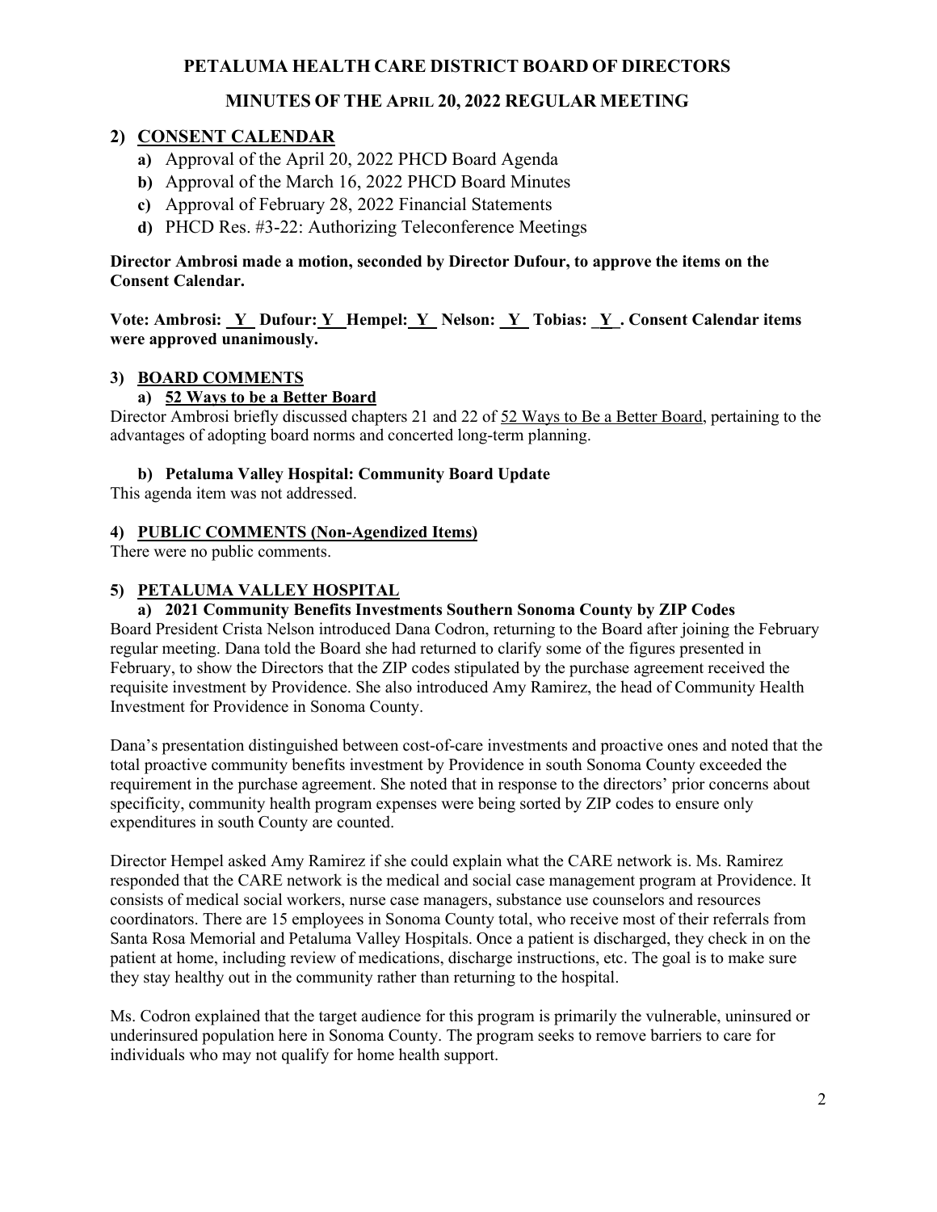# PETALUMA HEALTH CARE DISTRICT BOARD OF DIRECTORS

## MINUTES OF THE APRIL 20, 2022 REGULAR MEETING

## 2) CONSENT CALENDAR

- **a)** Approval of the April 20, 2022 PHCD Board Agenda
- **b)** Approval of the March 16, 2022 PHCD Board Minutes
- **c)** Approval of February 28, 2022 Financial Statements
- **d)** PHCD Res. #3-22: Authorizing Teleconference Meetings

**Director Ambrosi made a motion, seconded by Director Dufour, to approve the items on the Consent Calendar.**

**Vote: Ambrosi: Y Dufour: Y Hempel: Y Nelson: Y Tobias: Y. Consent Calendar items were approved unanimously.**

### 3) BOARD COMMENTS

#### a) 52 Ways to be a Better Board

Director Ambrosi briefly discussed chapters 21 and 22 of 52 Ways to Be a Better Board, pertaining to the advantages of adopting board norms and concerted long-term planning.

#### b) Petaluma Valley Hospital: Community Board Update

This agenda item was not addressed.

### 4) PUBLIC COMMENTS (Non-Agendized Items)

There were no public comments.

### 5) PETALUMA VALLEY HOSPITAL

#### a) 2021 Community Benefits Investments Southern Sonoma County by ZIP Codes

Board President Crista Nelson introduced Dana Codron, returning to the Board after joining the February regular meeting. Dana told the Board she had returned to clarify some of the figures presented in February, to show the Directors that the ZIP codes stipulated by the purchase agreement received the requisite investment by Providence. She also introduced Amy Ramirez, the head of Community Health Investment for Providence in Sonoma County.

Dana's presentation distinguished between cost-of-care investments and proactive ones and noted that the total proactive community benefits investment by Providence in south Sonoma County exceeded the requirement in the purchase agreement. She noted that in response to the directors' prior concerns about specificity, community health program expenses were being sorted by ZIP codes to ensure only expenditures in south County are counted.

Director Hempel asked Amy Ramirez if she could explain what the CARE network is. Ms. Ramirez responded that the CARE network is the medical and social case management program at Providence. It consists of medical social workers, nurse case managers, substance use counselors and resources coordinators. There are 15 employees in Sonoma County total, who receive most of their referrals from Santa Rosa Memorial and Petaluma Valley Hospitals. Once a patient is discharged, they check in on the patient at home, including review of medications, discharge instructions, etc. The goal is to make sure they stay healthy out in the community rather than returning to the hospital.

Ms. Codron explained that the target audience for this program is primarily the vulnerable, uninsured or underinsured population here in Sonoma County. The program seeks to remove barriers to care for individuals who may not qualify for home health support.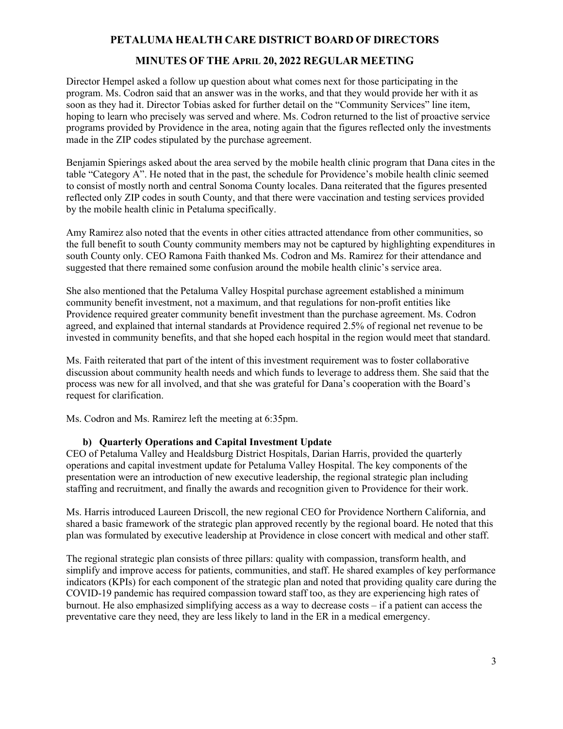Director Hempel asked a follow up question about what comes next for those participating in the program. Ms. Codron said that an answer was in the works, and that they would provide her with it as soon as they had it. Director Tobias asked for further detail on the "Community Services" line item, hoping to learn who precisely was served and where. Ms. Codron returned to the list of proactive service programs provided by Providence in the area, noting again that the figures reflected only the investments made in the ZIP codes stipulated by the purchase agreement.

Benjamin Spierings asked about the area served by the mobile health clinic program that Dana cites in the table "Category A". He noted that in the past, the schedule for Providence's mobile health clinic seemed to consist of mostly north and central Sonoma County locales. Dana reiterated that the figures presented reflected only ZIP codes in south County, and that there were vaccination and testing services provided by the mobile health clinic in Petaluma specifically.

Amy Ramirez also noted that the events in other cities attracted attendance from other communities, so the full benefit to south County community members may not be captured by highlighting expenditures in south County only. CEO Ramona Faith thanked Ms. Codron and Ms. Ramirez for their attendance and suggested that there remained some confusion around the mobile health clinic's service area.

She also mentioned that the Petaluma Valley Hospital purchase agreement established a minimum community benefit investment, not a maximum, and that regulations for non-profit entities like Providence required greater community benefit investment than the purchase agreement. Ms. Codron agreed, and explained that internal standards at Providence required 2.5% of regional net revenue to be invested in community benefits, and that she hoped each hospital in the region would meet that standard.

Ms. Faith reiterated that part of the intent of this investment requirement was to foster collaborative discussion about community health needs and which funds to leverage to address them. She said that the process was new for all involved, and that she was grateful for Dana's cooperation with the Board's request for clarification.

Ms. Codron and Ms. Ramirez left the meeting at 6:35pm.

**b) Quarterly Operations and Capital Investment Update**

CEO of Petaluma Valley and Healdsburg District Hospitals, Darian Harris, provided the quarterly operations and capital investment update for Petaluma Valley Hospital. The key components of the presentation were an introduction of new executive leadership, the regional strategic plan including staffing and recruitment, and finally the awards and recognition given to Providence for their work.

Ms. Harris introduced Laureen Driscoll, the new regional CEO for Providence Northern California, and shared a basic framework of the strategic plan approved recently by the regional board. He noted that this plan was formulated by executive leadership at Providence in close concert with medical and other staff.

The regional strategic plan consists of three pillars: quality with compassion, transform health, and simplify and improve access for patients, communities, and staff. He shared examples of key performance indicators (KPIs) for each component of the strategic plan and noted that providing quality care during the COVID-19 pandemic has required compassion toward staff too, as they are experiencing high rates of burnout. He also emphasized simplifying access as a way to decrease costs – if a patient can access the preventative care they need, they are less likely to land in the ER in a medical emergency.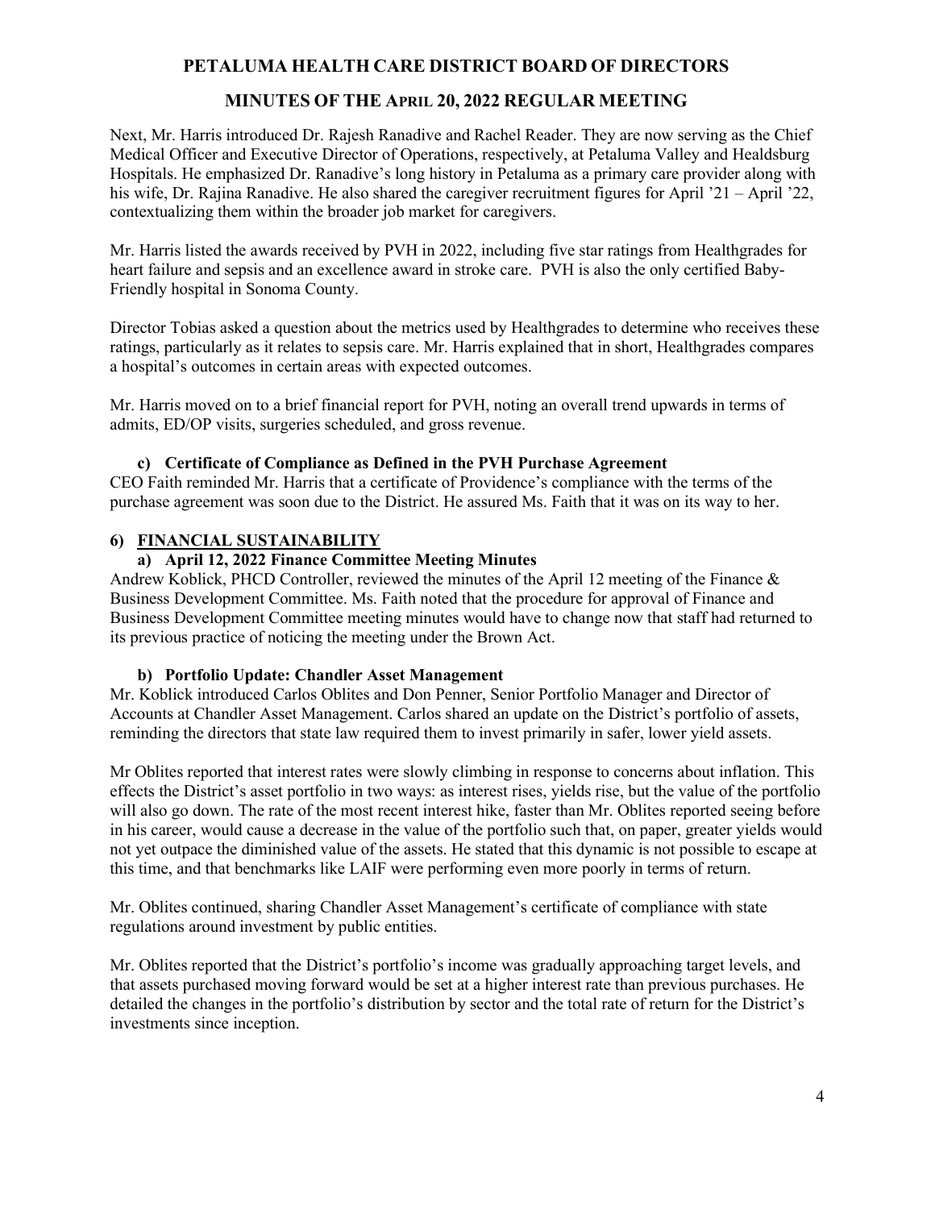Next, Mr. Harris introduced Dr. Rajesh Ranadive and Rachel Reader. They are now serving as the Chief Medical Officer and Executive Director of Operations, respectively, at Petaluma Valley and Healdsburg Hospitals. He emphasized Dr. Ranadive's long history in Petaluma as a primary care provider along with his wife, Dr. Rajina Ranadive. He also shared the caregiver recruitment figures for April '21 – April '22, contextualizing them within the broader job market for caregivers.

Mr. Harris listed the awards received by PVH in 2022, including five star ratings from Healthgrades for heart failure and sepsis and an excellence award in stroke care. PVH is also the only certified Baby-Friendly hospital in Sonoma County.

Director Tobias asked a question about the metrics used by Healthgrades to determine who receives these ratings, particularly as it relates to sepsis care. Mr. Harris explained that in short, Healthgrades compares a hospital's outcomes in certain areas with expected outcomes.

Mr. Harris moved on to a brief financial report for PVH, noting an overall trend upwards in terms of admits, ED/OP visits, surgeries scheduled, and gross revenue.

**c) Certificate of Compliance as Defined in the PVH Purchase Agreement**

CEO Faith reminded Mr. Harris that a certificate of Providence's compliance with the terms of the purchase agreement was soon due to the District. He assured Ms. Faith that it was on its way to her.

## 6) FINANCIAL SUSTAINABILITY

**a) April 12, 2022 Finance Committee Meeting Minutes**

Andrew Koblick, PHCD Controller, reviewed the minutes of the April 12 meeting of the Finance & Business Development Committee. Ms. Faith noted that the procedure for approval of Finance and Business Development Committee meeting minutes would have to change now that staff had returned to its previous practice of noticing the meeting under the Brown Act.

**b) Portfolio Update: Chandler Asset Management**

Mr. Koblick introduced Carlos Oblites and Don Penner, Senior Portfolio Manager and Director of Accounts at Chandler Asset Management. Carlos shared an update on the District's portfolio of assets, reminding the directors that state law required them to invest primarily in safer, lower yield assets.

Mr Oblites reported that interest rates were slowly climbing in response to concerns about inflation. This effects the District's asset portfolio in two ways: as interest rises, yields rise, but the value of the portfolio will also go down. The rate of the most recent interest hike, faster than Mr. Oblites reported seeing before in his career, would cause a decrease in the value of the portfolio such that, on paper, greater yields would not yet outpace the diminished value of the assets. He stated that this dynamic is not possible to escape at this time, and that benchmarks like LAIF were performing even more poorly in terms of return.

Mr. Oblites continued, sharing Chandler Asset Management's certificate of compliance with state regulations around investment by public entities.

Mr. Oblites reported that the District's portfolio's income was gradually approaching target levels, and that assets purchased moving forward would be set at a higher interest rate than previous purchases. He detailed the changes in the portfolio's distribution by sector and the total rate of return for the District's investments since inception.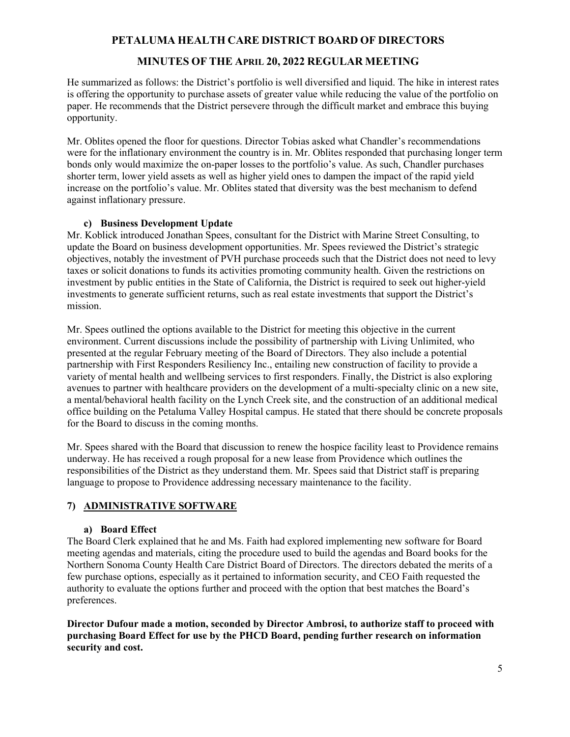He summarized as follows: the District's portfolio is well diversified and liquid. The hike in interest rates is offering the opportunity to purchase assets of greater value while reducing the value of the portfolio on paper. He recommends that the District persevere through the difficult market and embrace this buying opportunity.

Mr. Oblites opened the floor for questions. Director Tobias asked what Chandler's recommendations were for the inflationary environment the country is in. Mr. Oblites responded that purchasing longer term bonds only would maximize the on-paper losses to the portfolio's value. As such, Chandler purchases shorter term, lower yield assets as well as higher yield ones to dampen the impact of the rapid yield increase on the portfolio's value. Mr. Oblites stated that diversity was the best mechanism to defend against inflationary pressure.

### c) Business Development Update

Mr. Koblick introduced Jonathan Spees, consultant for the District with Marine Street Consulting, to update the Board on business development opportunities. Mr. Spees reviewed the District's strategic objectives, notably the investment of PVH purchase proceeds such that the District does not need to levy taxes or solicit donations to funds its activities promoting community health. Given the restrictions on investment by public entities in the State of California, the District is required to seek out higher-yield investments to generate sufficient returns, such as real estate investments that support the District's mission.

Mr. Spees outlined the options available to the District for meeting this objective in the current environment. Current discussions include the possibility of partnership with Living Unlimited, who presented at the regular February meeting of the Board of Directors. They also include a potential partnership with First Responders Resiliency Inc., entailing new construction of facility to provide a variety of mental health and wellbeing services to first responders. Finally, the District is also exploring avenues to partner with healthcare providers on the development of a multi-specialty clinic on a new site, a mental/behavioral health facility on the Lynch Creek site, and the construction of an additional medical office building on the Petaluma Valley Hospital campus. He stated that there should be concrete proposals for the Board to discuss in the coming months.

Mr. Spees shared with the Board that discussion to renew the hospice facility least to Providence remains underway. He has received a rough proposal for a new lease from Providence which outlines the responsibilities of the District as they understand them. Mr. Spees said that District staff is preparing language to propose to Providence addressing necessary maintenance to the facility.

## 7) ADMINISTRATIVE SOFTWARE

### a) Board Effect

The Board Clerk explained that he and Ms. Faith had explored implementing new software for Board meeting agendas and materials, citing the procedure used to build the agendas and Board books for the Northern Sonoma County Health Care District Board of Directors. The directors debated the merits of a few purchase options, especially as it pertained to information security, and CEO Faith requested the authority to evaluate the options further and proceed with the option that best matches the Board's preferences.

**Director Dufour made a motion, seconded by Director Ambrosi, to authorize staff to proceed with purchasing Board Effect for use by the PHCD Board, pending further research on information security and cost.**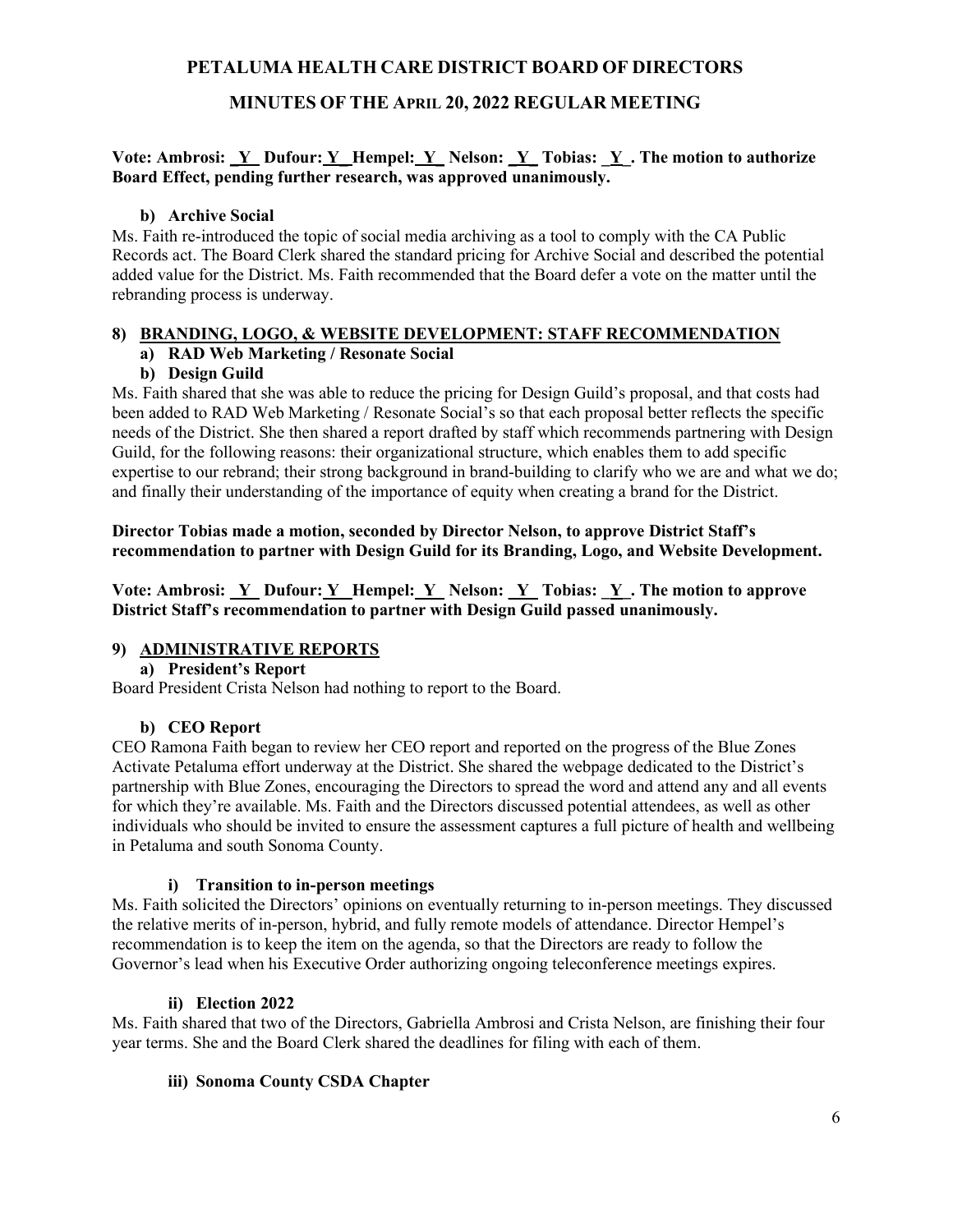# PETALUMA HEALTH CARE DISTRICT BOARD OF DIRECTORS

## MINUTES OF THE APRIL 20, 2022 REGULAR MEETING

**Vote: Ambrosi: _Y_ Dufour: Y_Hempel: _Y_ Nelson: _Y_ Tobias: _Y_. The motion to authorize Board Effect, pending further research, was approved unanimously.**

**b) Archive Social**

Ms. Faith re-introduced the topic of social media archiving as a tool to comply with the CA Public Records act. The Board Clerk shared the standard pricing for Archive Social and described the potential added value for the District. Ms. Faith recommended that the Board defer a vote on the matter until the rebranding process is underway.

**8) BRANDING, LOGO, & WEBSITE DEVELOPMENT: STAFF RECOMMENDATION**

**a) RAD Web Marketing / Resonate Social**

**b) Design Guild**

Ms. Faith shared that she was able to reduce the pricing for Design Guild's proposal, and that costs had been added to RAD Web Marketing / Resonate Social's so that each proposal better reflects the specific needs of the District. She then shared a report drafted by staff which recommends partnering with Design Guild, for the following reasons: their organizational structure, which enables them to add specific expertise to our rebrand; their strong background in brand-building to clarify who we are and what we do; and finally their understanding of the importance of equity when creating a brand for the District.

**Director Tobias made a motion, seconded by Director Nelson, to approve District Staff's recommendation to partner with Design Guild for its Branding, Logo, and Website Development.**

**Vote: Ambrosi: _Y_ Dufour: Y_Hempel: _Y_ Nelson: _Y_ Tobias: _Y_. The motion to approve District Staff's recommendation to partner with Design Guild passed unanimously.**

**9) ADMINISTRATIVE REPORTS**

**a) President's Report**

Board President Crista Nelson had nothing to report to the Board.

**b) CEO Report**

CEO Ramona Faith began to review her CEO report and reported on the progress of the Blue Zones Activate Petaluma effort underway at the District. She shared the webpage dedicated to the District's partnership with Blue Zones, encouraging the Directors to spread the word and attend any and all events for which they're available. Ms. Faith and the Directors discussed potential attendees, as well as other individuals who should be invited to ensure the assessment captures a full picture of health and wellbeing in Petaluma and south Sonoma County.

**i) Transition to in-person meetings**

Ms. Faith solicited the Directors' opinions on eventually returning to in-person meetings. They discussed the relative merits of in-person, hybrid, and fully remote models of attendance. Director Hempel's recommendation is to keep the item on the agenda, so that the Directors are ready to follow the Governor's lead when his Executive Order authorizing ongoing teleconference meetings expires.

**ii) Election 2022**

Ms. Faith shared that two of the Directors, Gabriella Ambrosi and Crista Nelson, are finishing their four year terms. She and the Board Clerk shared the deadlines for filing with each of them.

**iii) Sonoma County CSDA Chapter**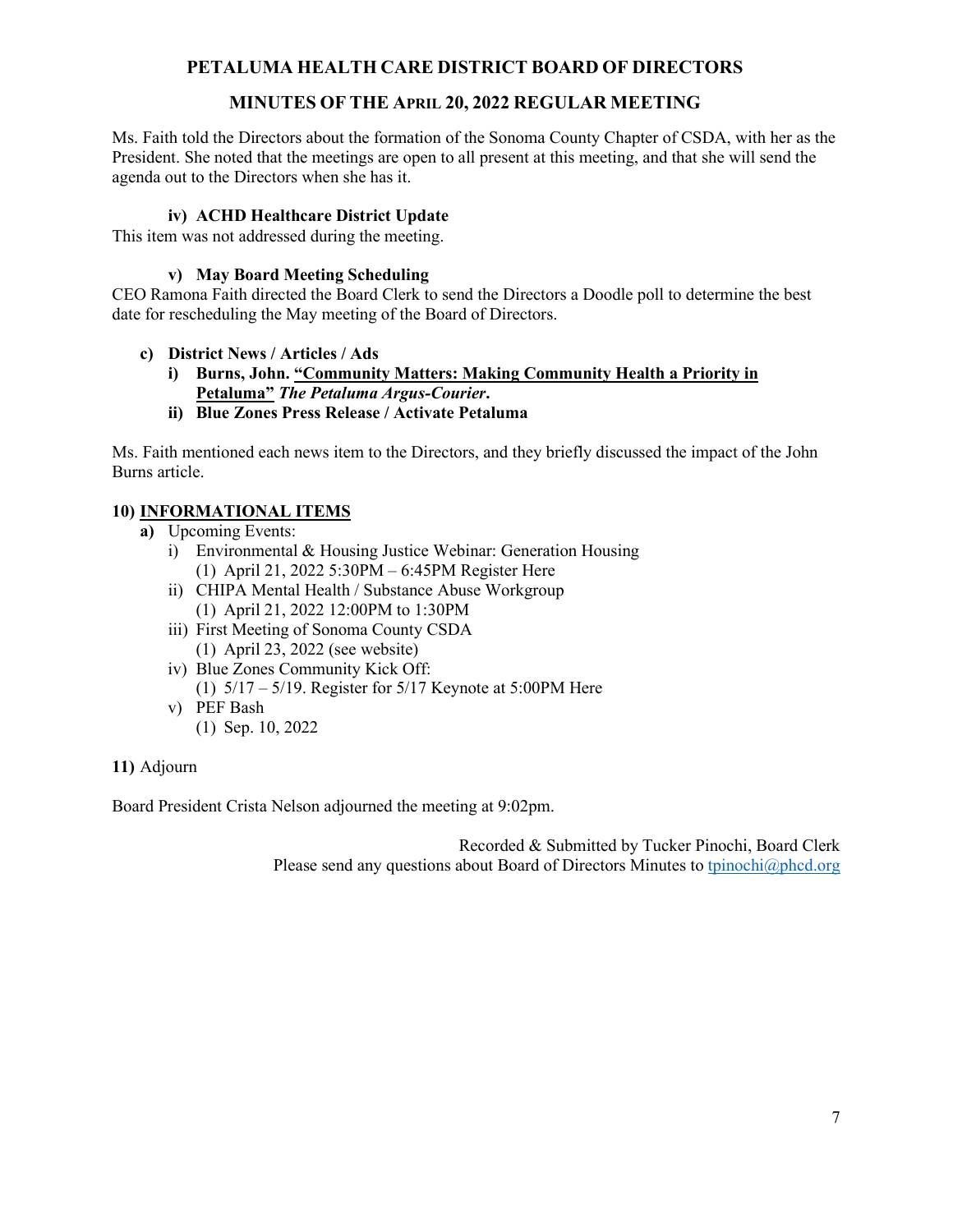# PETALUMA HEALTH CARE DISTRICT BOARD OF DIRECTORS

## MINUTES OF THE APRIL 20, 2022 REGULAR MEETING

Ms. Faith told the Directors about the formation of the Sonoma County Chapter of CSDA, with her as the President. She noted that the meetings are open to all present at this meeting, and that she will send the agenda out to the Directors when she has it.

**iv) ACHD Healthcare District Update**

This item was not addressed during the meeting.

**v) May Board Meeting Scheduling**

CEO Ramona Faith directed the Board Clerk to send the Directors a Doodle poll to determine the best date for rescheduling the May meeting of the Board of Directors.

- **c) District News / Articles / Ads**
  - **i) Burns, John. "Community Matters: Making Community Health a Priority in Petaluma"** ***The Petaluma Argus-Courier*****.**
  - **ii) Blue Zones Press Release / Activate Petaluma**

Ms. Faith mentioned each news item to the Directors, and they briefly discussed the impact of the John Burns article.

**10) INFORMATIONAL ITEMS**

- **a)** Upcoming Events:
  - i) Environmental & Housing Justice Webinar: Generation Housing
    - (1) April 21, 2022 5:30PM – 6:45PM Register Here
  - ii) CHIPA Mental Health / Substance Abuse Workgroup
    - (1) April 21, 2022 12:00PM to 1:30PM
  - iii) First Meeting of Sonoma County CSDA
    - (1) April 23, 2022 (see website)
  - iv) Blue Zones Community Kick Off:
    - (1) 5/17 – 5/19. Register for 5/17 Keynote at 5:00PM Here
  - v) PEF Bash
    - (1) Sep. 10, 2022

**11)** Adjourn

Board President Crista Nelson adjourned the meeting at 9:02pm.

Recorded & Submitted by Tucker Pinochi, Board Clerk
Please send any questions about Board of Directors Minutes to tpinochi@phcd.org